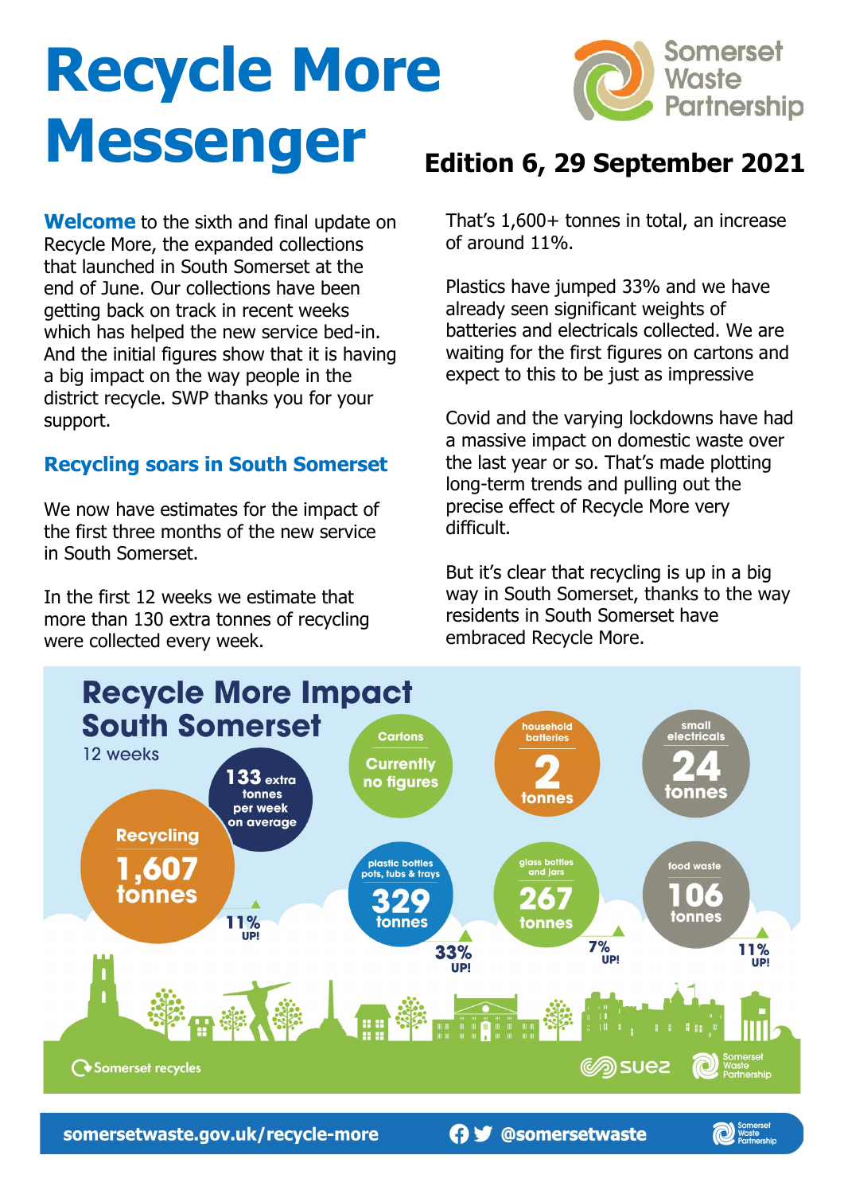# Recycle More Messenger

**Edition 6, 29 September 2021**

**Welcome** to the sixth and final update on Recycle More, the expanded collections that launched in South Somerset at the end of June. Our collections have been getting back on track in recent weeks which has helped the new service bed-in. And the initial figures show that it is having a big impact on the way people in the district recycle. SWP thanks you for your support.

## Recycling soars in South Somerset

We now have estimates for the impact of the first three months of the new service in South Somerset.

In the first 12 weeks we estimate that more than 130 extra tonnes of recycling were collected every week.

That's 1,600+ tonnes in total, an increase of around 11%.

Plastics have jumped 33% and we have already seen significant weights of batteries and electricals collected. We are waiting for the first figures on cartons and expect to this to be just as impressive

Covid and the varying lockdowns have had a massive impact on domestic waste over the last year or so. That's made plotting long-term trends and pulling out the precise effect of Recycle More very difficult.

But it's clear that recycling is up in a big way in South Somerset, thanks to the way residents in South Somerset have embraced Recycle More.

## Recycle More Impact South Somerset

12 weeks

- Recycling: **1,607 tonnes** – 11% UP!
- **133** extra tonnes per week on average
- Cartons: Currently no figures
- Household batteries: **2 tonnes**
- Small electricals: **24 tonnes**
- Plastic bottles, pots, tubs & trays: **329 tonnes** – 33% UP!
- Glass bottles and jars: **267 tonnes** – 7% UP!
- Food waste: **106 tonnes** – 11% UP!

Somerset recycles

somersetwaste.gov.uk/recycle-more

@somersetwaste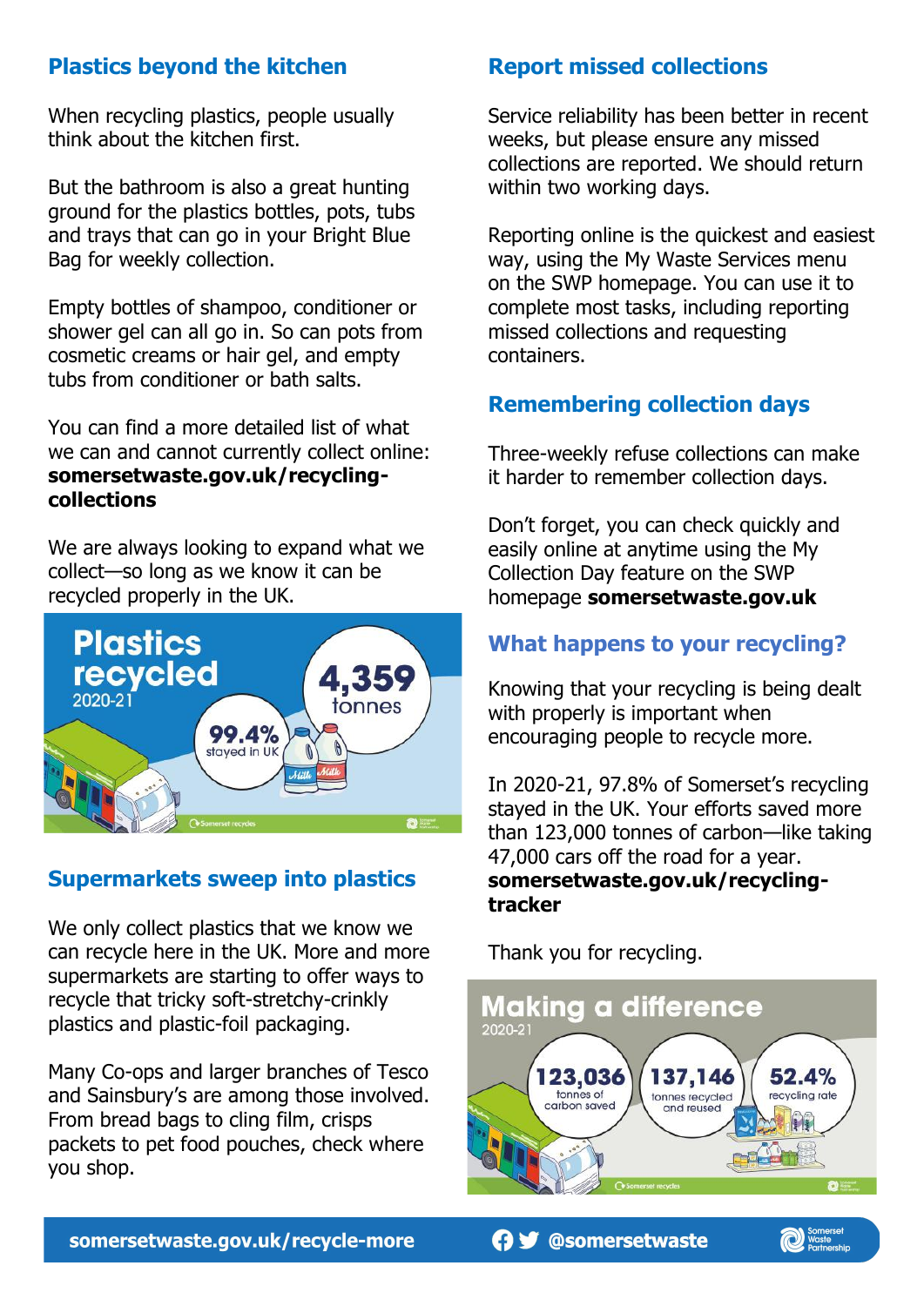## Plastics beyond the kitchen

When recycling plastics, people usually think about the kitchen first.

But the bathroom is also a great hunting ground for the plastics bottles, pots, tubs and trays that can go in your Bright Blue Bag for weekly collection.

Empty bottles of shampoo, conditioner or shower gel can all go in. So can pots from cosmetic creams or hair gel, and empty tubs from conditioner or bath salts.

You can find a more detailed list of what we can and cannot currently collect online: **somersetwaste.gov.uk/recycling-collections**

We are always looking to expand what we collect—so long as we know it can be recycled properly in the UK.

Plastics recycled
2020-21
4,359 tonnes
99.4% stayed in UK

## Supermarkets sweep into plastics

We only collect plastics that we know we can recycle here in the UK. More and more supermarkets are starting to offer ways to recycle that tricky soft-stretchy-crinkly plastics and plastic-foil packaging.

Many Co-ops and larger branches of Tesco and Sainsbury's are among those involved. From bread bags to cling film, crisps packets to pet food pouches, check where you shop.

## Report missed collections

Service reliability has been better in recent weeks, but please ensure any missed collections are reported. We should return within two working days.

Reporting online is the quickest and easiest way, using the My Waste Services menu on the SWP homepage. You can use it to complete most tasks, including reporting missed collections and requesting containers.

## Remembering collection days

Three-weekly refuse collections can make it harder to remember collection days.

Don't forget, you can check quickly and easily online at anytime using the My Collection Day feature on the SWP homepage **somersetwaste.gov.uk**

## What happens to your recycling?

Knowing that your recycling is being dealt with properly is important when encouraging people to recycle more.

In 2020-21, 97.8% of Somerset's recycling stayed in the UK. Your efforts saved more than 123,000 tonnes of carbon—like taking 47,000 cars off the road for a year. **somersetwaste.gov.uk/recycling-tracker**

Thank you for recycling.

Making a difference
2020-21
123,036 tonnes of carbon saved
137,146 tonnes recycled and reused
52.4% recycling rate

**somersetwaste.gov.uk/recycle-more** @somersetwaste